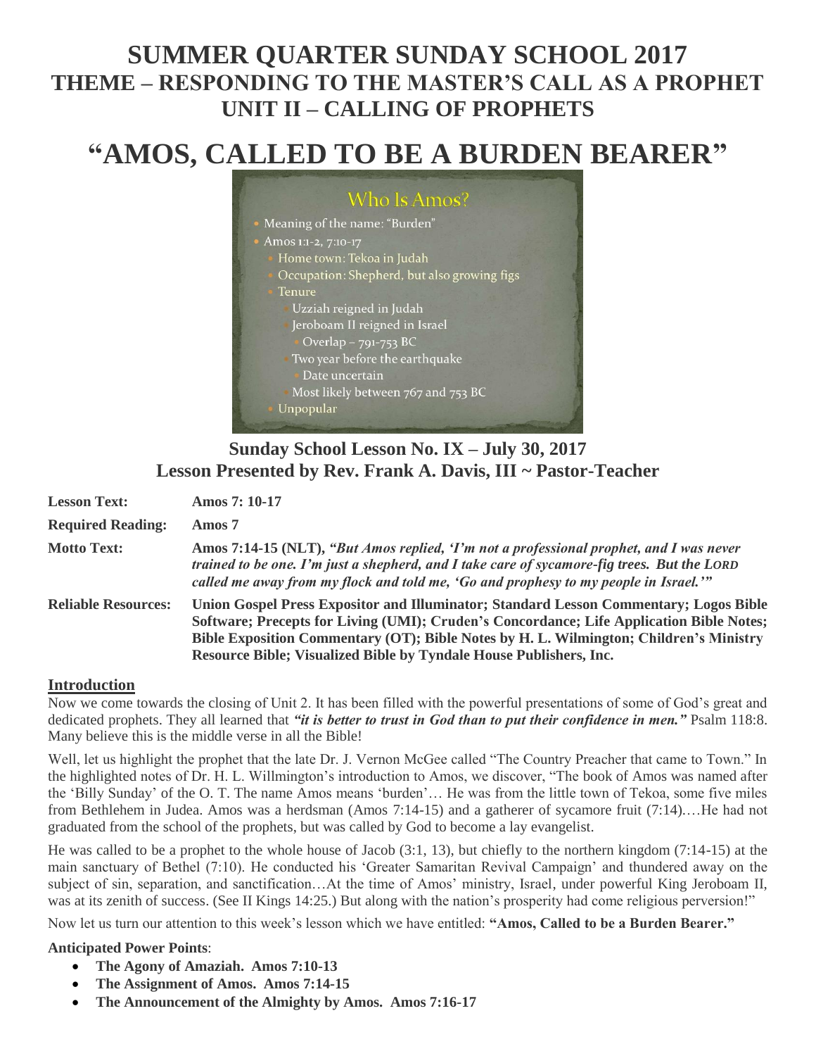# SUMMER QUARTER SUNDAY SCHOOL 2017
## THEME – RESPONDING TO THE MASTER'S CALL AS A PROPHET
## UNIT II – CALLING OF PROPHETS

# "AMOS, CALLED TO BE A BURDEN BEARER"

### Who Is Amos?

- Meaning of the name: "Burden"
- Amos 1:1-2, 7:10-17
  - Home town: Tekoa in Judah
  - Occupation: Shepherd, but also growing figs
  - Tenure
    - Uzziah reigned in Judah
    - Jeroboam II reigned in Israel
      - Overlap – 791-753 BC
    - Two year before the earthquake
      - Date uncertain
    - Most likely between 767 and 753 BC
- Unpopular

### Sunday School Lesson No. IX – July 30, 2017
### Lesson Presented by Rev. Frank A. Davis, III ~ Pastor-Teacher

**Lesson Text:** **Amos 7: 10-17**

**Required Reading:** **Amos 7**

**Motto Text:** **Amos 7:14-15 (NLT), *"But Amos replied, 'I'm not a professional prophet, and I was never trained to be one. I'm just a shepherd, and I take care of sycamore-fig trees. But the LORD called me away from my flock and told me, 'Go and prophesy to my people in Israel.'"***

**Reliable Resources:** **Union Gospel Press Expositor and Illuminator; Standard Lesson Commentary; Logos Bible Software; Precepts for Living (UMI); Cruden's Concordance; Life Application Bible Notes; Bible Exposition Commentary (OT); Bible Notes by H. L. Wilmington; Children's Ministry Resource Bible; Visualized Bible by Tyndale House Publishers, Inc.**

## Introduction

Now we come towards the closing of Unit 2. It has been filled with the powerful presentations of some of God's great and dedicated prophets. They all learned that ***"it is better to trust in God than to put their confidence in men."*** Psalm 118:8. Many believe this is the middle verse in all the Bible!

Well, let us highlight the prophet that the late Dr. J. Vernon McGee called "The Country Preacher that came to Town." In the highlighted notes of Dr. H. L. Willmington's introduction to Amos, we discover, "The book of Amos was named after the 'Billy Sunday' of the O. T. The name Amos means 'burden'… He was from the little town of Tekoa, some five miles from Bethlehem in Judea. Amos was a herdsman (Amos 7:14-15) and a gatherer of sycamore fruit (7:14).…He had not graduated from the school of the prophets, but was called by God to become a lay evangelist.

He was called to be a prophet to the whole house of Jacob (3:1, 13), but chiefly to the northern kingdom (7:14-15) at the main sanctuary of Bethel (7:10). He conducted his 'Greater Samaritan Revival Campaign' and thundered away on the subject of sin, separation, and sanctification…At the time of Amos' ministry, Israel, under powerful King Jeroboam II, was at its zenith of success. (See II Kings 14:25.) But along with the nation's prosperity had come religious perversion!"

Now let us turn our attention to this week's lesson which we have entitled: **"Amos, Called to be a Burden Bearer."**

**Anticipated Power Points**:

- **The Agony of Amaziah. Amos 7:10-13**
- **The Assignment of Amos. Amos 7:14-15**
- **The Announcement of the Almighty by Amos. Amos 7:16-17**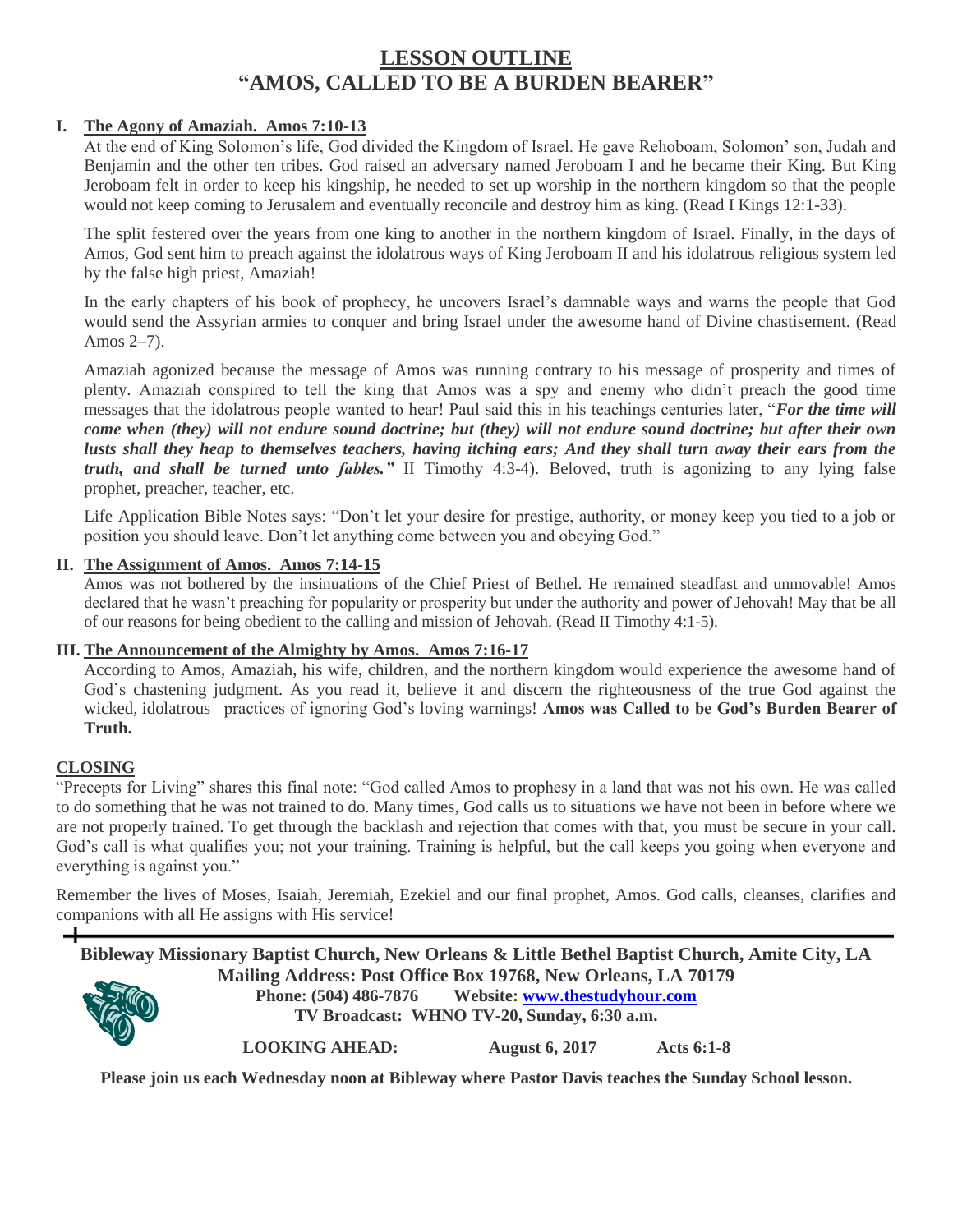# LESSON OUTLINE
# "AMOS, CALLED TO BE A BURDEN BEARER"

## I. The Agony of Amaziah. Amos 7:10-13

At the end of King Solomon's life, God divided the Kingdom of Israel. He gave Rehoboam, Solomon' son, Judah and Benjamin and the other ten tribes. God raised an adversary named Jeroboam I and he became their King. But King Jeroboam felt in order to keep his kingship, he needed to set up worship in the northern kingdom so that the people would not keep coming to Jerusalem and eventually reconcile and destroy him as king. (Read I Kings 12:1-33).

The split festered over the years from one king to another in the northern kingdom of Israel. Finally, in the days of Amos, God sent him to preach against the idolatrous ways of King Jeroboam II and his idolatrous religious system led by the false high priest, Amaziah!

In the early chapters of his book of prophecy, he uncovers Israel's damnable ways and warns the people that God would send the Assyrian armies to conquer and bring Israel under the awesome hand of Divine chastisement. (Read Amos 2–7).

Amaziah agonized because the message of Amos was running contrary to his message of prosperity and times of plenty. Amaziah conspired to tell the king that Amos was a spy and enemy who didn't preach the good time messages that the idolatrous people wanted to hear! Paul said this in his teachings centuries later, "***For the time will come when (they) will not endure sound doctrine; but (they) will not endure sound doctrine; but after their own lusts shall they heap to themselves teachers, having itching ears; And they shall turn away their ears from the truth, and shall be turned unto fables."*** II Timothy 4:3-4). Beloved, truth is agonizing to any lying false prophet, preacher, teacher, etc.

Life Application Bible Notes says: "Don't let your desire for prestige, authority, or money keep you tied to a job or position you should leave. Don't let anything come between you and obeying God."

## II. The Assignment of Amos. Amos 7:14-15

Amos was not bothered by the insinuations of the Chief Priest of Bethel. He remained steadfast and unmovable! Amos declared that he wasn't preaching for popularity or prosperity but under the authority and power of Jehovah! May that be all of our reasons for being obedient to the calling and mission of Jehovah. (Read II Timothy 4:1-5).

## III. The Announcement of the Almighty by Amos. Amos 7:16-17

According to Amos, Amaziah, his wife, children, and the northern kingdom would experience the awesome hand of God's chastening judgment. As you read it, believe it and discern the righteousness of the true God against the wicked, idolatrous practices of ignoring God's loving warnings! **Amos was Called to be God's Burden Bearer of Truth.**

## CLOSING

"Precepts for Living" shares this final note: "God called Amos to prophesy in a land that was not his own. He was called to do something that he was not trained to do. Many times, God calls us to situations we have not been in before where we are not properly trained. To get through the backlash and rejection that comes with that, you must be secure in your call. God's call is what qualifies you; not your training. Training is helpful, but the call keeps you going when everyone and everything is against you."

Remember the lives of Moses, Isaiah, Jeremiah, Ezekiel and our final prophet, Amos. God calls, cleanses, clarifies and companions with all He assigns with His service!

---

**Bibleway Missionary Baptist Church, New Orleans & Little Bethel Baptist Church, Amite City, LA**
**Mailing Address: Post Office Box 19768, New Orleans, LA 70179**
**Phone: (504) 486-7876 Website: www.thestudyhour.com**
**TV Broadcast: WHNO TV-20, Sunday, 6:30 a.m.**

**LOOKING AHEAD: August 6, 2017 Acts 6:1-8**

**Please join us each Wednesday noon at Bibleway where Pastor Davis teaches the Sunday School lesson.**